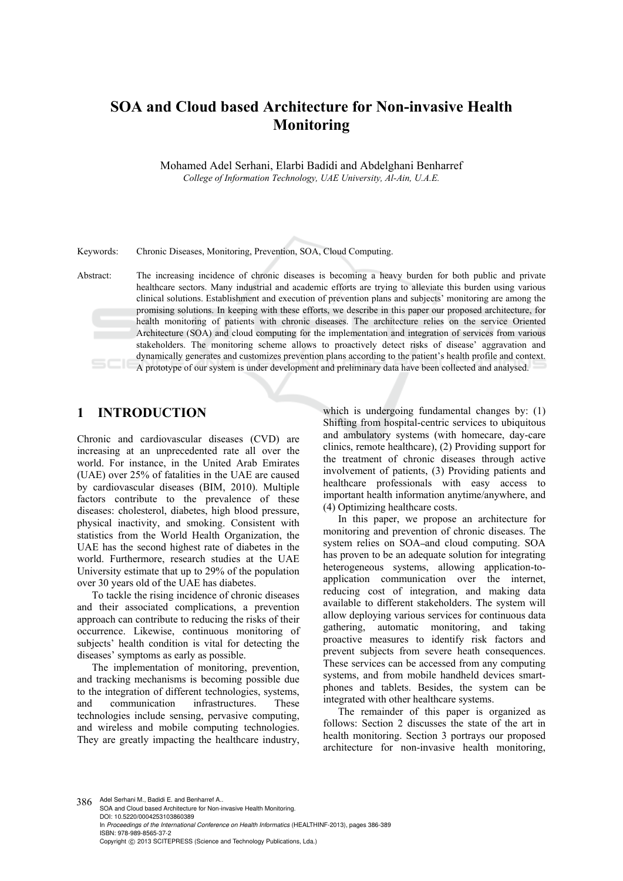# SOA and Cloud based Architecture for Non-invasive Health Monitoring

Mohamed Adel Serhani, Elarbi Badidi and Abdelghani Benharref

*College of Information Technology, UAE University, Al-Ain, U.A.E.*

Keywords: Chronic Diseases, Monitoring, Prevention, SOA, Cloud Computing.

Abstract: The increasing incidence of chronic diseases is becoming a heavy burden for both public and private healthcare sectors. Many industrial and academic efforts are trying to alleviate this burden using various clinical solutions. Establishment and execution of prevention plans and subjects' monitoring are among the promising solutions. In keeping with these efforts, we describe in this paper our proposed architecture, for health monitoring of patients with chronic diseases. The architecture relies on the service Oriented Architecture (SOA) and cloud computing for the implementation and integration of services from various stakeholders. The monitoring scheme allows to proactively detect risks of disease' aggravation and dynamically generates and customizes prevention plans according to the patient's health profile and context. A prototype of our system is under development and preliminary data have been collected and analysed.

## 1 INTRODUCTION

Chronic and cardiovascular diseases (CVD) are increasing at an unprecedented rate all over the world. For instance, in the United Arab Emirates (UAE) over 25% of fatalities in the UAE are caused by cardiovascular diseases (BIM, 2010). Multiple factors contribute to the prevalence of these diseases: cholesterol, diabetes, high blood pressure, physical inactivity, and smoking. Consistent with statistics from the World Health Organization, the UAE has the second highest rate of diabetes in the world. Furthermore, research studies at the UAE University estimate that up to 29% of the population over 30 years old of the UAE has diabetes.

To tackle the rising incidence of chronic diseases and their associated complications, a prevention approach can contribute to reducing the risks of their occurrence. Likewise, continuous monitoring of subjects' health condition is vital for detecting the diseases' symptoms as early as possible.

The implementation of monitoring, prevention, and tracking mechanisms is becoming possible due to the integration of different technologies, systems, and communication infrastructures. These technologies include sensing, pervasive computing, and wireless and mobile computing technologies. They are greatly impacting the healthcare industry, which is undergoing fundamental changes by: (1) Shifting from hospital-centric services to ubiquitous and ambulatory systems (with homecare, day-care clinics, remote healthcare), (2) Providing support for the treatment of chronic diseases through active involvement of patients, (3) Providing patients and healthcare professionals with easy access to important health information anytime/anywhere, and (4) Optimizing healthcare costs.

In this paper, we propose an architecture for monitoring and prevention of chronic diseases. The system relies on SOA–and cloud computing. SOA has proven to be an adequate solution for integrating heterogeneous systems, allowing application-to-application communication over the internet, reducing cost of integration, and making data available to different stakeholders. The system will allow deploying various services for continuous data gathering, automatic monitoring, and taking proactive measures to identify risk factors and prevent subjects from severe heath consequences. These services can be accessed from any computing systems, and from mobile handheld devices smart-phones and tablets. Besides, the system can be integrated with other healthcare systems.

The remainder of this paper is organized as follows: Section 2 discusses the state of the art in health monitoring. Section 3 portrays our proposed architecture for non-invasive health monitoring,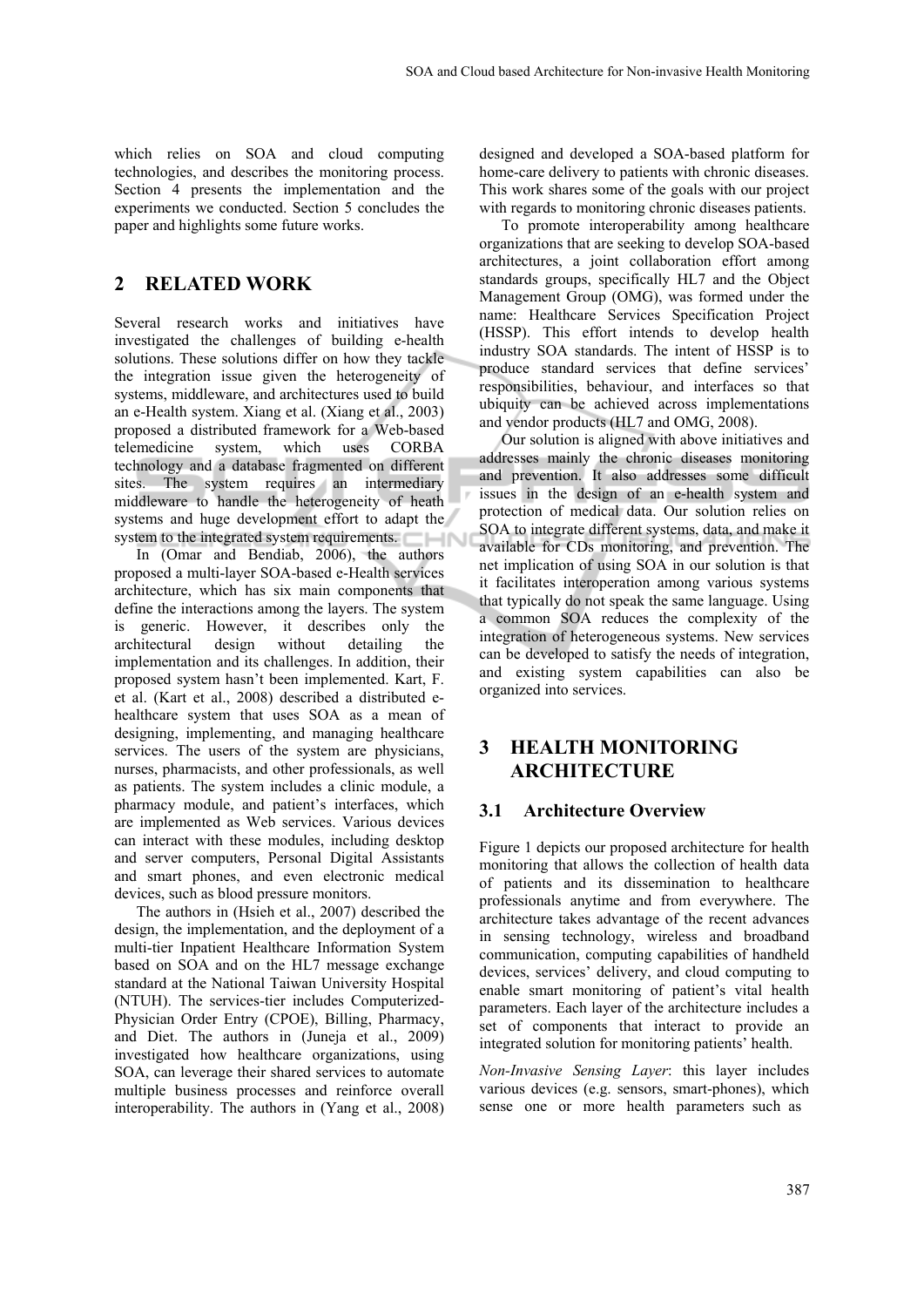which relies on SOA and cloud computing technologies, and describes the monitoring process. Section 4 presents the implementation and the experiments we conducted. Section 5 concludes the paper and highlights some future works.

## 2 RELATED WORK

Several research works and initiatives have investigated the challenges of building e-health solutions. These solutions differ on how they tackle the integration issue given the heterogeneity of systems, middleware, and architectures used to build an e-Health system. Xiang et al. (Xiang et al., 2003) proposed a distributed framework for a Web-based telemedicine system, which uses CORBA technology and a database fragmented on different sites. The system requires an intermediary middleware to handle the heterogeneity of heath systems and huge development effort to adapt the system to the integrated system requirements.

In (Omar and Bendiab, 2006), the authors proposed a multi-layer SOA-based e-Health services architecture, which has six main components that define the interactions among the layers. The system is generic. However, it describes only the architectural design without detailing the implementation and its challenges. In addition, their proposed system hasn't been implemented. Kart, F. et al. (Kart et al., 2008) described a distributed e-healthcare system that uses SOA as a mean of designing, implementing, and managing healthcare services. The users of the system are physicians, nurses, pharmacists, and other professionals, as well as patients. The system includes a clinic module, a pharmacy module, and patient's interfaces, which are implemented as Web services. Various devices can interact with these modules, including desktop and server computers, Personal Digital Assistants and smart phones, and even electronic medical devices, such as blood pressure monitors.

The authors in (Hsieh et al., 2007) described the design, the implementation, and the deployment of a multi-tier Inpatient Healthcare Information System based on SOA and on the HL7 message exchange standard at the National Taiwan University Hospital (NTUH). The services-tier includes Computerized-Physician Order Entry (CPOE), Billing, Pharmacy, and Diet. The authors in (Juneja et al., 2009) investigated how healthcare organizations, using SOA, can leverage their shared services to automate multiple business processes and reinforce overall interoperability. The authors in (Yang et al., 2008) designed and developed a SOA-based platform for home-care delivery to patients with chronic diseases. This work shares some of the goals with our project with regards to monitoring chronic diseases patients.

To promote interoperability among healthcare organizations that are seeking to develop SOA-based architectures, a joint collaboration effort among standards groups, specifically HL7 and the Object Management Group (OMG), was formed under the name: Healthcare Services Specification Project (HSSP). This effort intends to develop health industry SOA standards. The intent of HSSP is to produce standard services that define services' responsibilities, behaviour, and interfaces so that ubiquity can be achieved across implementations and vendor products (HL7 and OMG, 2008).

Our solution is aligned with above initiatives and addresses mainly the chronic diseases monitoring and prevention. It also addresses some difficult issues in the design of an e-health system and protection of medical data. Our solution relies on SOA to integrate different systems, data, and make it available for CDs monitoring, and prevention. The net implication of using SOA in our solution is that it facilitates interoperation among various systems that typically do not speak the same language. Using a common SOA reduces the complexity of the integration of heterogeneous systems. New services can be developed to satisfy the needs of integration, and existing system capabilities can also be organized into services.

## 3 HEALTH MONITORING ARCHITECTURE

### 3.1 Architecture Overview

Figure 1 depicts our proposed architecture for health monitoring that allows the collection of health data of patients and its dissemination to healthcare professionals anytime and from everywhere. The architecture takes advantage of the recent advances in sensing technology, wireless and broadband communication, computing capabilities of handheld devices, services' delivery, and cloud computing to enable smart monitoring of patient's vital health parameters. Each layer of the architecture includes a set of components that interact to provide an integrated solution for monitoring patients' health.

*Non-Invasive Sensing Layer*: this layer includes various devices (e.g. sensors, smart-phones), which sense one or more health parameters such as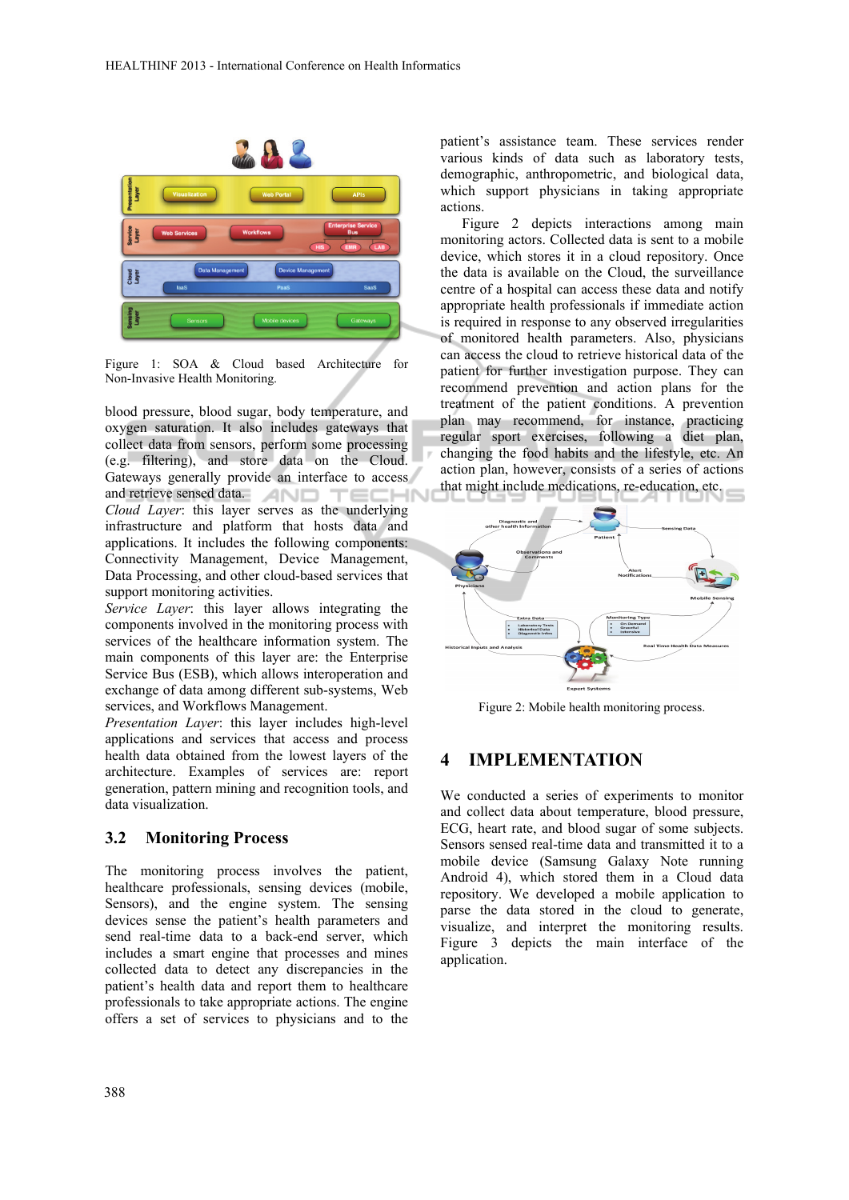Figure 1: SOA & Cloud based Architecture for Non-Invasive Health Monitoring.

blood pressure, blood sugar, body temperature, and oxygen saturation. It also includes gateways that collect data from sensors, perform some processing (e.g. filtering), and store data on the Cloud. Gateways generally provide an interface to access and retrieve sensed data.

*Cloud Layer*: this layer serves as the underlying infrastructure and platform that hosts data and applications. It includes the following components: Connectivity Management, Device Management, Data Processing, and other cloud-based services that support monitoring activities.

*Service Layer*: this layer allows integrating the components involved in the monitoring process with services of the healthcare information system. The main components of this layer are: the Enterprise Service Bus (ESB), which enables interoperation and exchange of data among different sub-systems, Web services, and Workflows Management.

*Presentation Layer*: this layer includes high-level applications and services that access and process health data obtained from the lowest layers of the architecture. Examples of services are: report generation, pattern mining and recognition tools, and data visualization.

## 3.2 Monitoring Process

The monitoring process involves the patient, healthcare professionals, sensing devices (mobile, Sensors), and the engine system. The sensing devices sense the patient's health parameters and send real-time data to a back-end server, which includes a smart engine that processes and mines collected data to detect any discrepancies in the patient's health data and report them to healthcare professionals to take appropriate actions. The engine offers a set of services to physicians and to the patient's assistance team. These services render various kinds of data such as laboratory tests, demographic, anthropometric, and biological data, which support physicians in taking appropriate actions.

Figure 2 depicts interactions among main monitoring actors. Collected data is sent to a mobile device, which stores it in a cloud repository. Once the data is available on the Cloud, the surveillance centre of a hospital can access these data and notify appropriate health professionals if immediate action is required in response to any observed irregularities of monitored health parameters. Also, physicians can access the cloud to retrieve historical data of the patient for further investigation purpose. They can recommend prevention and action plans for the treatment of the patient conditions. A prevention plan may recommend, for instance, practicing regular sport exercises, following a diet plan, changing the food habits and the lifestyle, etc. An action plan, however, consists of a series of actions that might include medications, re-education, etc.

Figure 2: Mobile health monitoring process.

# 4 IMPLEMENTATION

We conducted a series of experiments to monitor and collect data about temperature, blood pressure, ECG, heart rate, and blood sugar of some subjects. Sensors sensed real-time data and transmitted it to a mobile device (Samsung Galaxy Note running Android 4), which stored them in a Cloud data repository. We developed a mobile application to parse the data stored in the cloud to generate, visualize, and interpret the monitoring results. Figure 3 depicts the main interface of the application.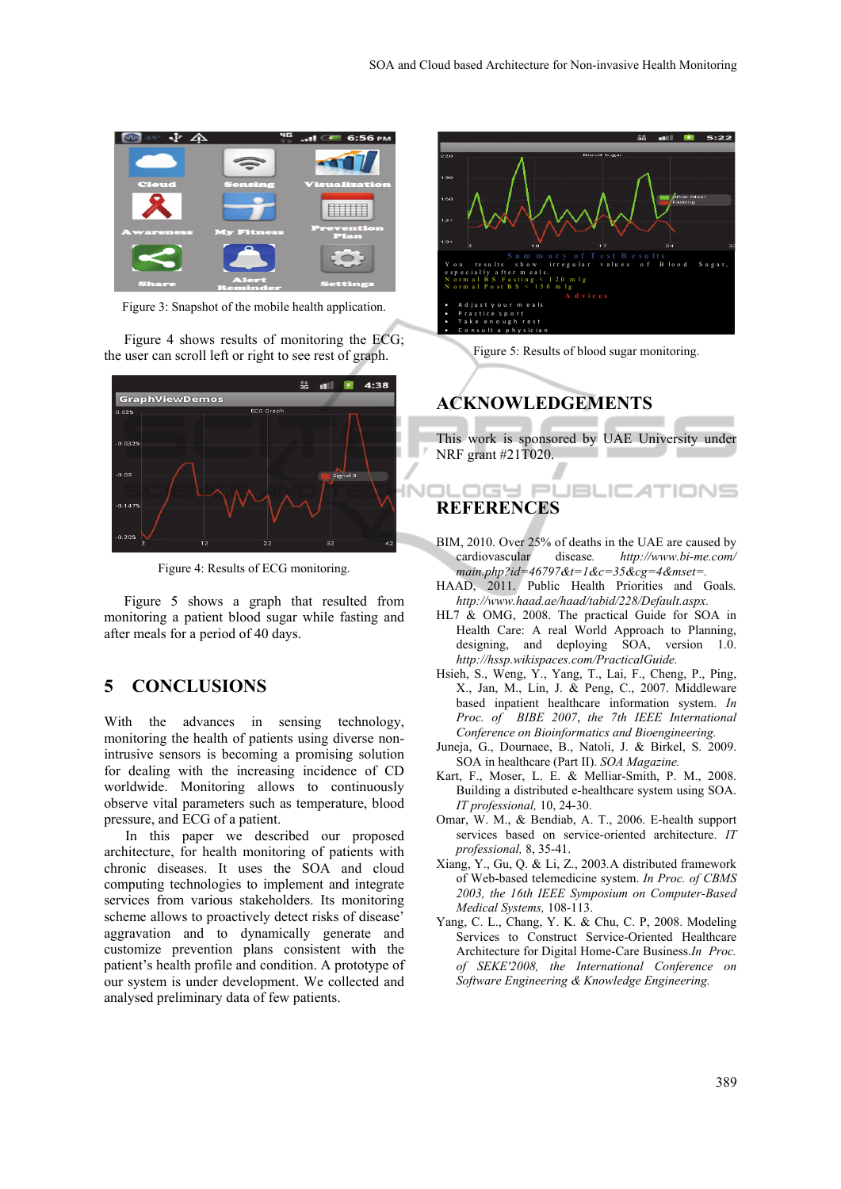Figure 3: Snapshot of the mobile health application.

Figure 4 shows results of monitoring the ECG; the user can scroll left or right to see rest of graph.

Figure 4: Results of ECG monitoring.

Figure 5 shows a graph that resulted from monitoring a patient blood sugar while fasting and after meals for a period of 40 days.

## 5 CONCLUSIONS

With the advances in sensing technology, monitoring the health of patients using diverse non-intrusive sensors is becoming a promising solution for dealing with the increasing incidence of CD worldwide. Monitoring allows to continuously observe vital parameters such as temperature, blood pressure, and ECG of a patient.

In this paper we described our proposed architecture, for health monitoring of patients with chronic diseases. It uses the SOA and cloud computing technologies to implement and integrate services from various stakeholders. Its monitoring scheme allows to proactively detect risks of disease' aggravation and to dynamically generate and customize prevention plans consistent with the patient's health profile and condition. A prototype of our system is under development. We collected and analysed preliminary data of few patients.

Figure 5: Results of blood sugar monitoring.

## ACKNOWLEDGEMENTS

This work is sponsored by UAE University under NRF grant #21T020.

## REFERENCES

BIM, 2010. Over 25% of deaths in the UAE are caused by cardiovascular disease. *http://www.bi-me.com/main.php?id=46797&t=1&c=35&cg=4&mset=*.

HAAD, 2011. Public Health Priorities and Goals. *http://www.haad.ae/haad/tabid/228/Default.aspx.*

HL7 & OMG, 2008. The practical Guide for SOA in Health Care: A real World Approach to Planning, designing, and deploying SOA, version 1.0. *http://hssp.wikispaces.com/PracticalGuide.*

Hsieh, S., Weng, Y., Yang, T., Lai, F., Cheng, P., Ping, X., Jan, M., Lin, J. & Peng, C., 2007. Middleware based inpatient healthcare information system. *In Proc. of BIBE 2007, the 7th IEEE International Conference on Bioinformatics and Bioengineering.*

Juneja, G., Dournaee, B., Natoli, J. & Birkel, S. 2009. SOA in healthcare (Part II). *SOA Magazine.*

Kart, F., Moser, L. E. & Melliar-Smith, P. M., 2008. Building a distributed e-healthcare system using SOA. *IT professional,* 10, 24-30.

Omar, W. M., & Bendiab, A. T., 2006. E-health support services based on service-oriented architecture. *IT professional,* 8, 35-41.

Xiang, Y., Gu, Q. & Li, Z., 2003.A distributed framework of Web-based telemedicine system. *In Proc. of CBMS 2003, the 16th IEEE Symposium on Computer-Based Medical Systems,* 108-113.

Yang, C. L., Chang, Y. K. & Chu, C. P, 2008. Modeling Services to Construct Service-Oriented Healthcare Architecture for Digital Home-Care Business.*In Proc. of SEKE'2008, the International Conference on Software Engineering & Knowledge Engineering.*